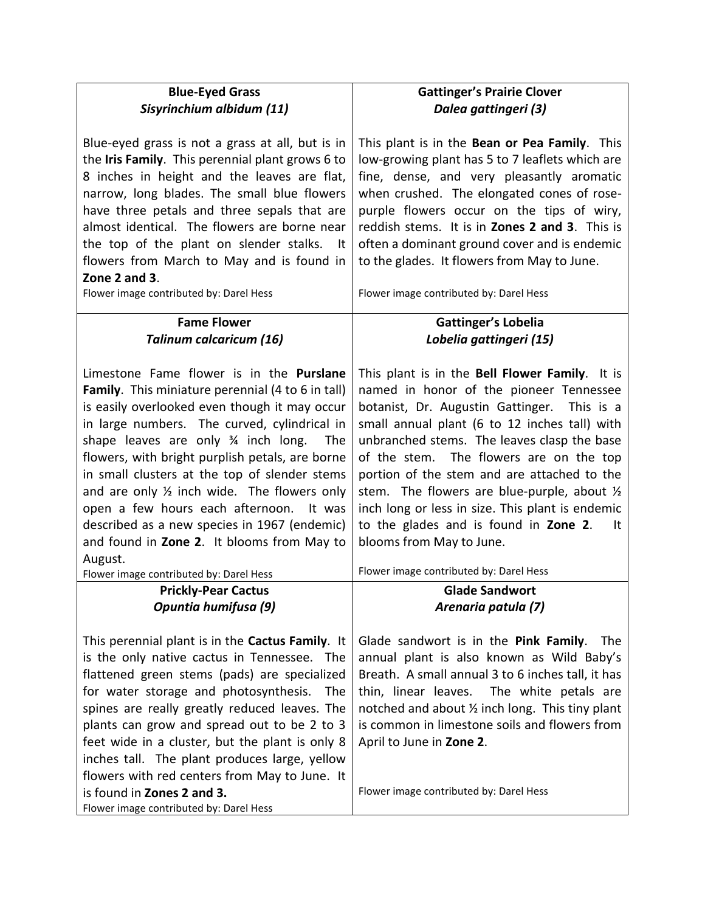**Blue-Eyed Grass**
***Sisyrinchium albidum (11)***

Blue-eyed grass is not a grass at all, but is in the **Iris Family**. This perennial plant grows 6 to 8 inches in height and the leaves are flat, narrow, long blades. The small blue flowers have three petals and three sepals that are almost identical. The flowers are borne near the top of the plant on slender stalks. It flowers from March to May and is found in **Zone 2 and 3**.

Flower image contributed by: Darel Hess

**Gattinger's Prairie Clover**
***Dalea gattingeri (3)***

This plant is in the **Bean or Pea Family**. This low-growing plant has 5 to 7 leaflets which are fine, dense, and very pleasantly aromatic when crushed. The elongated cones of rose-purple flowers occur on the tips of wiry, reddish stems. It is in **Zones 2 and 3**. This is often a dominant ground cover and is endemic to the glades. It flowers from May to June.

Flower image contributed by: Darel Hess

**Fame Flower**
***Talinum calcaricum (16)***

Limestone Fame flower is in the **Purslane Family**. This miniature perennial (4 to 6 in tall) is easily overlooked even though it may occur in large numbers. The curved, cylindrical in shape leaves are only ¾ inch long. The flowers, with bright purplish petals, are borne in small clusters at the top of slender stems and are only ½ inch wide. The flowers only open a few hours each afternoon. It was described as a new species in 1967 (endemic) and found in **Zone 2**. It blooms from May to August.

Flower image contributed by: Darel Hess

**Gattinger's Lobelia**
***Lobelia gattingeri (15)***

This plant is in the **Bell Flower Family**. It is named in honor of the pioneer Tennessee botanist, Dr. Augustin Gattinger. This is a small annual plant (6 to 12 inches tall) with unbranched stems. The leaves clasp the base of the stem. The flowers are on the top portion of the stem and are attached to the stem. The flowers are blue-purple, about ½ inch long or less in size. This plant is endemic to the glades and is found in **Zone 2**. It blooms from May to June.

Flower image contributed by: Darel Hess

**Prickly-Pear Cactus**
***Opuntia humifusa (9)***

This perennial plant is in the **Cactus Family**. It is the only native cactus in Tennessee. The flattened green stems (pads) are specialized for water storage and photosynthesis. The spines are really greatly reduced leaves. The plants can grow and spread out to be 2 to 3 feet wide in a cluster, but the plant is only 8 inches tall. The plant produces large, yellow flowers with red centers from May to June. It is found in **Zones 2 and 3.**

Flower image contributed by: Darel Hess

**Glade Sandwort**
***Arenaria patula (7)***

Glade sandwort is in the **Pink Family**. The annual plant is also known as Wild Baby's Breath. A small annual 3 to 6 inches tall, it has thin, linear leaves. The white petals are notched and about ½ inch long. This tiny plant is common in limestone soils and flowers from April to June in **Zone 2**.

Flower image contributed by: Darel Hess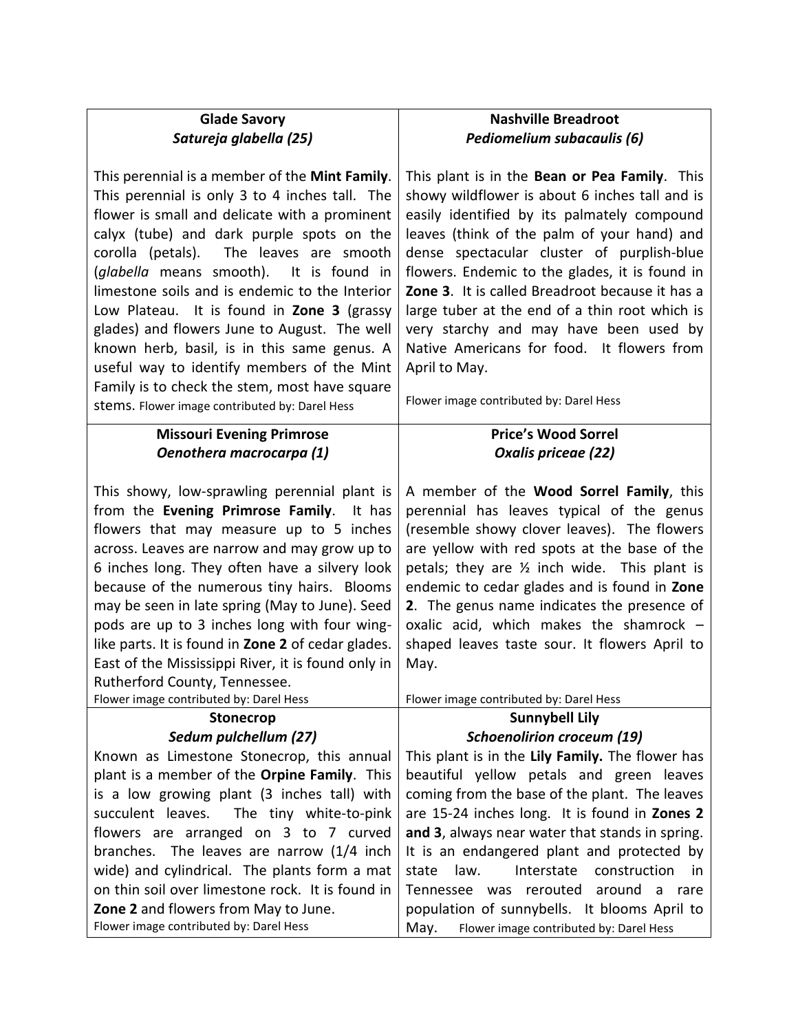### Glade Savory
***Satureja glabella (25)***

This perennial is a member of the **Mint Family**. This perennial is only 3 to 4 inches tall. The flower is small and delicate with a prominent calyx (tube) and dark purple spots on the corolla (petals). The leaves are smooth (*glabella* means smooth). It is found in limestone soils and is endemic to the Interior Low Plateau. It is found in **Zone 3** (grassy glades) and flowers June to August. The well known herb, basil, is in this same genus. A useful way to identify members of the Mint Family is to check the stem, most have square stems. Flower image contributed by: Darel Hess

### Nashville Breadroot
***Pediomelium subacaulis (6)***

This plant is in the **Bean or Pea Family**. This showy wildflower is about 6 inches tall and is easily identified by its palmately compound leaves (think of the palm of your hand) and dense spectacular cluster of purplish-blue flowers. Endemic to the glades, it is found in **Zone 3**. It is called Breadroot because it has a large tuber at the end of a thin root which is very starchy and may have been used by Native Americans for food. It flowers from April to May.

Flower image contributed by: Darel Hess

### Missouri Evening Primrose
***Oenothera macrocarpa (1)***

This showy, low-sprawling perennial plant is from the **Evening Primrose Family**. It has flowers that may measure up to 5 inches across. Leaves are narrow and may grow up to 6 inches long. They often have a silvery look because of the numerous tiny hairs. Blooms may be seen in late spring (May to June). Seed pods are up to 3 inches long with four wing-like parts. It is found in **Zone 2** of cedar glades. East of the Mississippi River, it is found only in Rutherford County, Tennessee.

Flower image contributed by: Darel Hess

### Price's Wood Sorrel
***Oxalis priceae (22)***

A member of the **Wood Sorrel Family**, this perennial has leaves typical of the genus (resemble showy clover leaves). The flowers are yellow with red spots at the base of the petals; they are ½ inch wide. This plant is endemic to cedar glades and is found in **Zone 2**. The genus name indicates the presence of oxalic acid, which makes the shamrock – shaped leaves taste sour. It flowers April to May.

Flower image contributed by: Darel Hess

### Stonecrop
***Sedum pulchellum (27)***

Known as Limestone Stonecrop, this annual plant is a member of the **Orpine Family**. This is a low growing plant (3 inches tall) with succulent leaves. The tiny white-to-pink flowers are arranged on 3 to 7 curved branches. The leaves are narrow (1/4 inch wide) and cylindrical. The plants form a mat on thin soil over limestone rock. It is found in **Zone 2** and flowers from May to June.

Flower image contributed by: Darel Hess

### Sunnybell Lily
***Schoenolirion croceum (19)***

This plant is in the **Lily Family.** The flower has beautiful yellow petals and green leaves coming from the base of the plant. The leaves are 15-24 inches long. It is found in **Zones 2 and 3**, always near water that stands in spring. It is an endangered plant and protected by state law. Interstate construction in Tennessee was rerouted around a rare population of sunnybells. It blooms April to May. Flower image contributed by: Darel Hess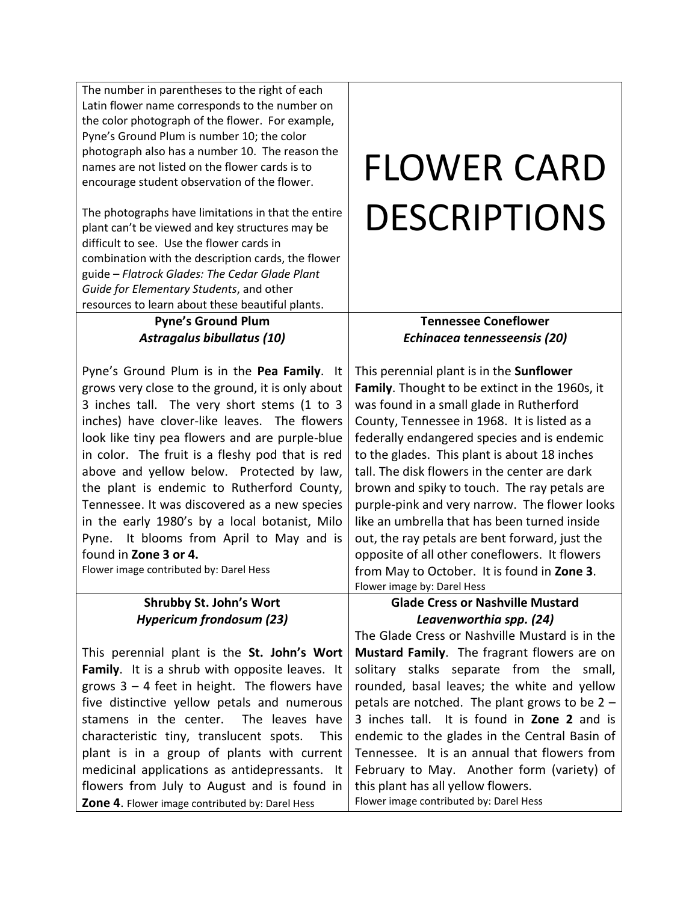# FLOWER CARD DESCRIPTIONS

The number in parentheses to the right of each Latin flower name corresponds to the number on the color photograph of the flower. For example, Pyne's Ground Plum is number 10; the color photograph also has a number 10. The reason the names are not listed on the flower cards is to encourage student observation of the flower.

The photographs have limitations in that the entire plant can't be viewed and key structures may be difficult to see. Use the flower cards in combination with the description cards, the flower guide – *Flatrock Glades: The Cedar Glade Plant Guide for Elementary Students*, and other resources to learn about these beautiful plants.

### Pyne's Ground Plum
### *Astragalus bibullatus (10)*

Pyne's Ground Plum is in the **Pea Family**. It grows very close to the ground, it is only about 3 inches tall. The very short stems (1 to 3 inches) have clover-like leaves. The flowers look like tiny pea flowers and are purple-blue in color. The fruit is a fleshy pod that is red above and yellow below. Protected by law, the plant is endemic to Rutherford County, Tennessee. It was discovered as a new species in the early 1980's by a local botanist, Milo Pyne. It blooms from April to May and is found in **Zone 3 or 4.**

Flower image contributed by: Darel Hess

### Tennessee Coneflower
### *Echinacea tennesseensis (20)*

This perennial plant is in the **Sunflower Family**. Thought to be extinct in the 1960s, it was found in a small glade in Rutherford County, Tennessee in 1968. It is listed as a federally endangered species and is endemic to the glades. This plant is about 18 inches tall. The disk flowers in the center are dark brown and spiky to touch. The ray petals are purple-pink and very narrow. The flower looks like an umbrella that has been turned inside out, the ray petals are bent forward, just the opposite of all other coneflowers. It flowers from May to October. It is found in **Zone 3**.

Flower image by: Darel Hess

### Shrubby St. John's Wort
### *Hypericum frondosum (23)*

This perennial plant is the **St. John's Wort Family**. It is a shrub with opposite leaves. It grows 3 – 4 feet in height. The flowers have five distinctive yellow petals and numerous stamens in the center. The leaves have characteristic tiny, translucent spots. This plant is in a group of plants with current medicinal applications as antidepressants. It flowers from July to August and is found in **Zone 4**. Flower image contributed by: Darel Hess

### Glade Cress or Nashville Mustard
### *Leavenworthia spp. (24)*

The Glade Cress or Nashville Mustard is in the **Mustard Family**. The fragrant flowers are on solitary stalks separate from the small, rounded, basal leaves; the white and yellow petals are notched. The plant grows to be 2 – 3 inches tall. It is found in **Zone 2** and is endemic to the glades in the Central Basin of Tennessee. It is an annual that flowers from February to May. Another form (variety) of this plant has all yellow flowers.

Flower image contributed by: Darel Hess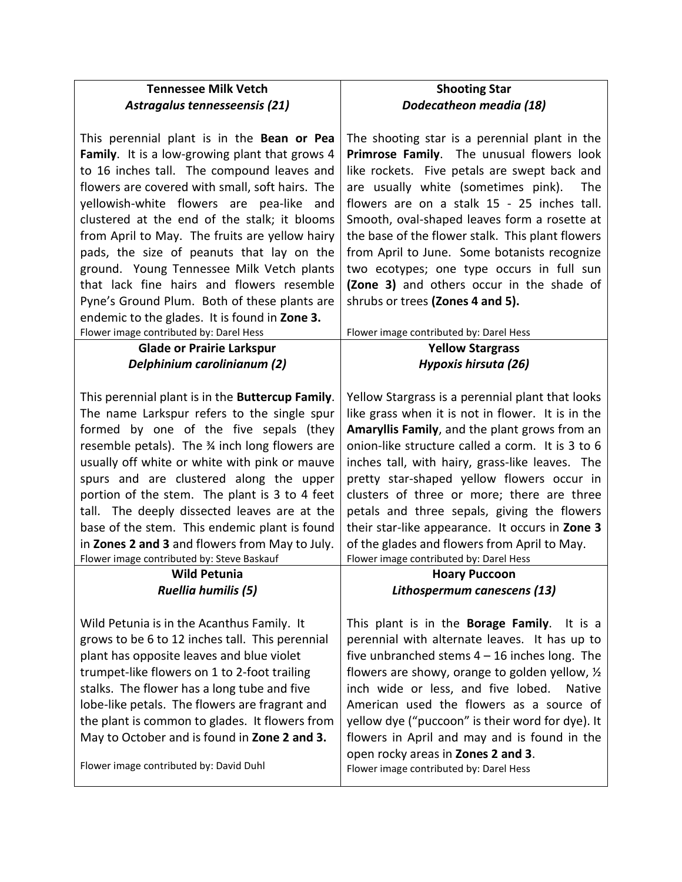### Tennessee Milk Vetch
***Astragalus tennesseensis (21)***

This perennial plant is in the **Bean or Pea Family**. It is a low-growing plant that grows 4 to 16 inches tall. The compound leaves and flowers are covered with small, soft hairs. The yellowish-white flowers are pea-like and clustered at the end of the stalk; it blooms from April to May. The fruits are yellow hairy pads, the size of peanuts that lay on the ground. Young Tennessee Milk Vetch plants that lack fine hairs and flowers resemble Pyne's Ground Plum. Both of these plants are endemic to the glades. It is found in **Zone 3.**

Flower image contributed by: Darel Hess

### Shooting Star
***Dodecatheon meadia (18)***

The shooting star is a perennial plant in the **Primrose Family**. The unusual flowers look like rockets. Five petals are swept back and are usually white (sometimes pink). The flowers are on a stalk 15 - 25 inches tall. Smooth, oval-shaped leaves form a rosette at the base of the flower stalk. This plant flowers from April to June. Some botanists recognize two ecotypes; one type occurs in full sun **(Zone 3)** and others occur in the shade of shrubs or trees **(Zones 4 and 5).**

Flower image contributed by: Darel Hess

### Glade or Prairie Larkspur
***Delphinium carolinianum (2)***

This perennial plant is in the **Buttercup Family**. The name Larkspur refers to the single spur formed by one of the five sepals (they resemble petals). The ¾ inch long flowers are usually off white or white with pink or mauve spurs and are clustered along the upper portion of the stem. The plant is 3 to 4 feet tall. The deeply dissected leaves are at the base of the stem. This endemic plant is found in **Zones 2 and 3** and flowers from May to July.

Flower image contributed by: Steve Baskauf

### Yellow Stargrass
***Hypoxis hirsuta (26)***

Yellow Stargrass is a perennial plant that looks like grass when it is not in flower. It is in the **Amaryllis Family**, and the plant grows from an onion-like structure called a corm. It is 3 to 6 inches tall, with hairy, grass-like leaves. The pretty star-shaped yellow flowers occur in clusters of three or more; there are three petals and three sepals, giving the flowers their star-like appearance. It occurs in **Zone 3** of the glades and flowers from April to May.

Flower image contributed by: Darel Hess

### Wild Petunia
***Ruellia humilis (5)***

Wild Petunia is in the Acanthus Family. It grows to be 6 to 12 inches tall. This perennial plant has opposite leaves and blue violet trumpet-like flowers on 1 to 2-foot trailing stalks. The flower has a long tube and five lobe-like petals. The flowers are fragrant and the plant is common to glades. It flowers from May to October and is found in **Zone 2 and 3.**

Flower image contributed by: David Duhl

### Hoary Puccoon
***Lithospermum canescens (13)***

This plant is in the **Borage Family**. It is a perennial with alternate leaves. It has up to five unbranched stems 4 – 16 inches long. The flowers are showy, orange to golden yellow, ½ inch wide or less, and five lobed. Native American used the flowers as a source of yellow dye ("puccoon" is their word for dye). It flowers in April and may and is found in the open rocky areas in **Zones 2 and 3**.

Flower image contributed by: Darel Hess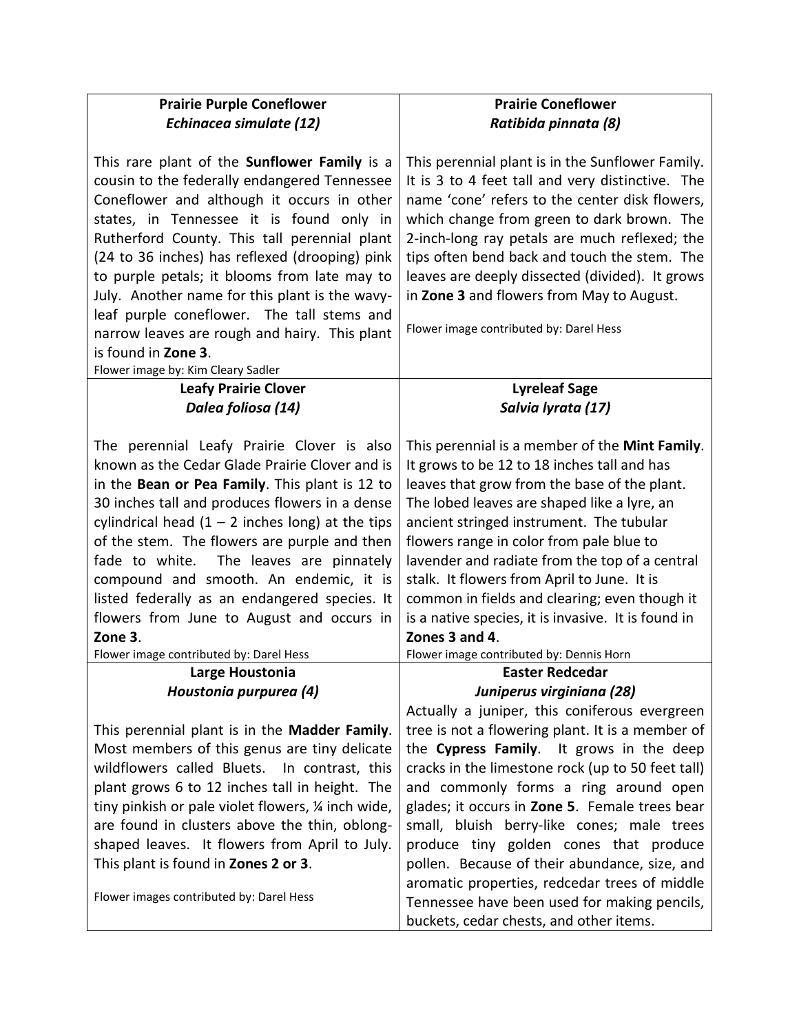| | |
|---|---|
| **Prairie Purple Coneflower**<br>***Echinacea simulate (12)***<br><br>This rare plant of the **Sunflower Family** is a cousin to the federally endangered Tennessee Coneflower and although it occurs in other states, in Tennessee it is found only in Rutherford County. This tall perennial plant (24 to 36 inches) has reflexed (drooping) pink to purple petals; it blooms from late may to July. Another name for this plant is the wavy-leaf purple coneflower. The tall stems and narrow leaves are rough and hairy. This plant is found in **Zone 3**.<br>Flower image by: Kim Cleary Sadler | **Prairie Coneflower**<br>***Ratibida pinnata (8)***<br><br>This perennial plant is in the Sunflower Family. It is 3 to 4 feet tall and very distinctive. The name 'cone' refers to the center disk flowers, which change from green to dark brown. The 2-inch-long ray petals are much reflexed; the tips often bend back and touch the stem. The leaves are deeply dissected (divided). It grows in **Zone 3** and flowers from May to August.<br><br>Flower image contributed by: Darel Hess |
| **Leafy Prairie Clover**<br>***Dalea foliosa (14)***<br><br>The perennial Leafy Prairie Clover is also known as the Cedar Glade Prairie Clover and is in the **Bean or Pea Family**. This plant is 12 to 30 inches tall and produces flowers in a dense cylindrical head (1 – 2 inches long) at the tips of the stem. The flowers are purple and then fade to white. The leaves are pinnately compound and smooth. An endemic, it is listed federally as an endangered species. It flowers from June to August and occurs in **Zone 3**.<br>Flower image contributed by: Darel Hess | **Lyreleaf Sage**<br>***Salvia lyrata (17)***<br><br>This perennial is a member of the **Mint Family**. It grows to be 12 to 18 inches tall and has leaves that grow from the base of the plant. The lobed leaves are shaped like a lyre, an ancient stringed instrument. The tubular flowers range in color from pale blue to lavender and radiate from the top of a central stalk. It flowers from April to June. It is common in fields and clearing; even though it is a native species, it is invasive. It is found in **Zones 3 and 4**.<br>Flower image contributed by: Dennis Horn |
| **Large Houstonia**<br>***Houstonia purpurea (4)***<br><br>This perennial plant is in the **Madder Family**. Most members of this genus are tiny delicate wildflowers called Bluets. In contrast, this plant grows 6 to 12 inches tall in height. The tiny pinkish or pale violet flowers, ¼ inch wide, are found in clusters above the thin, oblong-shaped leaves. It flowers from April to July. This plant is found in **Zones 2 or 3**.<br><br>Flower images contributed by: Darel Hess | **Easter Redcedar**<br>***Juniperus virginiana (28)***<br>Actually a juniper, this coniferous evergreen tree is not a flowering plant. It is a member of the **Cypress Family**. It grows in the deep cracks in the limestone rock (up to 50 feet tall) and commonly forms a ring around open glades; it occurs in **Zone 5**. Female trees bear small, bluish berry-like cones; male trees produce tiny golden cones that produce pollen. Because of their abundance, size, and aromatic properties, redcedar trees of middle Tennessee have been used for making pencils, buckets, cedar chests, and other items. |